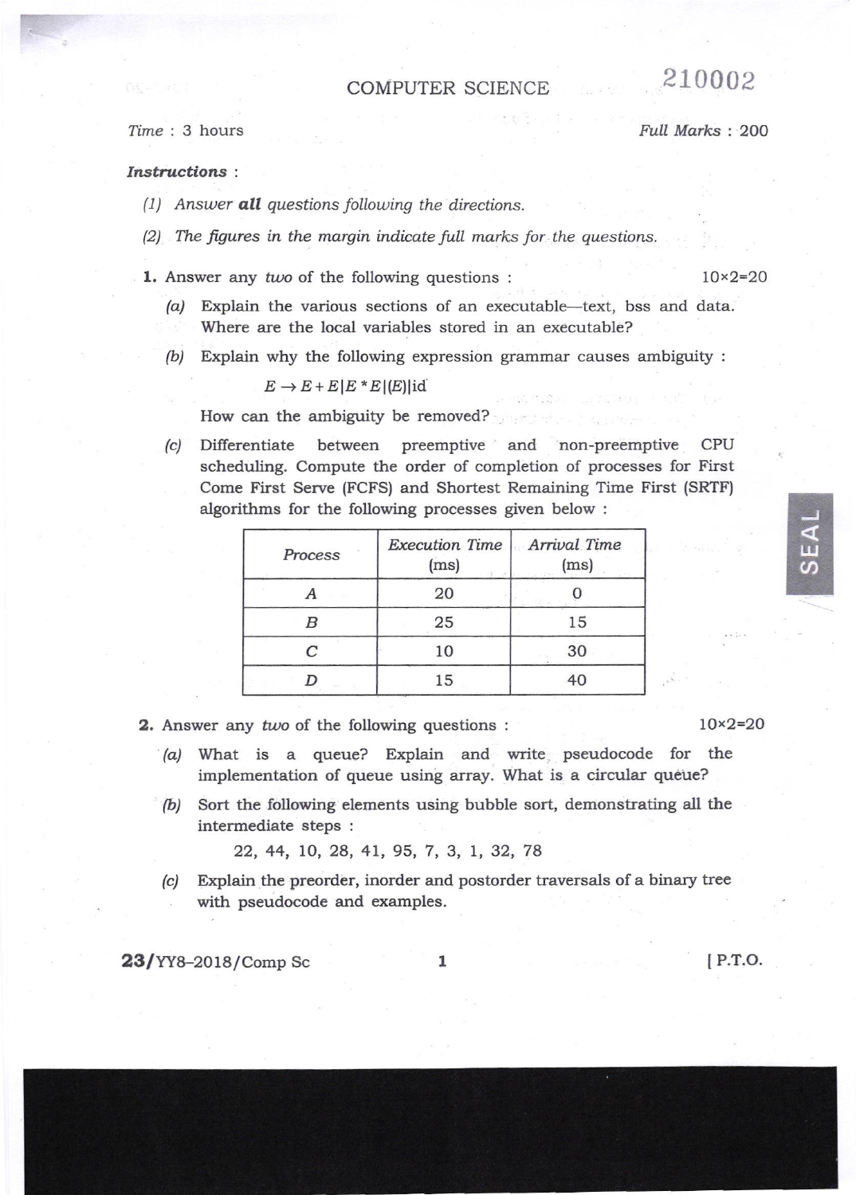# COMPUTER SCIENCE

210002

*Time* : 3 hours *Full Marks* : 200

***Instructions*** :

*(1) Answer* ***all*** *questions following the directions.*

*(2) The figures in the margin indicate full marks for the questions.*

**1.** Answer any *two* of the following questions : 10×2=20

*(a)* Explain the various sections of an executable—text, bss and data. Where are the local variables stored in an executable?

*(b)* Explain why the following expression grammar causes ambiguity :

$$E \rightarrow E + E | E * E | (E) | \text{id}$$

How can the ambiguity be removed?

*(c)* Differentiate between preemptive and non-preemptive CPU scheduling. Compute the order of completion of processes for First Come First Serve (FCFS) and Shortest Remaining Time First (SRTF) algorithms for the following processes given below :

| *Process* | *Execution Time* (ms) | *Arrival Time* (ms) |
|---|---|---|
| *A* | 20 | 0 |
| *B* | 25 | 15 |
| *C* | 10 | 30 |
| *D* | 15 | 40 |

**2.** Answer any *two* of the following questions : 10×2=20

*(a)* What is a queue? Explain and write pseudocode for the implementation of queue using array. What is a circular queue?

*(b)* Sort the following elements using bubble sort, demonstrating all the intermediate steps :

22, 44, 10, 28, 41, 95, 7, 3, 1, 32, 78

*(c)* Explain the preorder, inorder and postorder traversals of a binary tree with pseudocode and examples.

23/YY8–2018/Comp Sc [ P.T.O.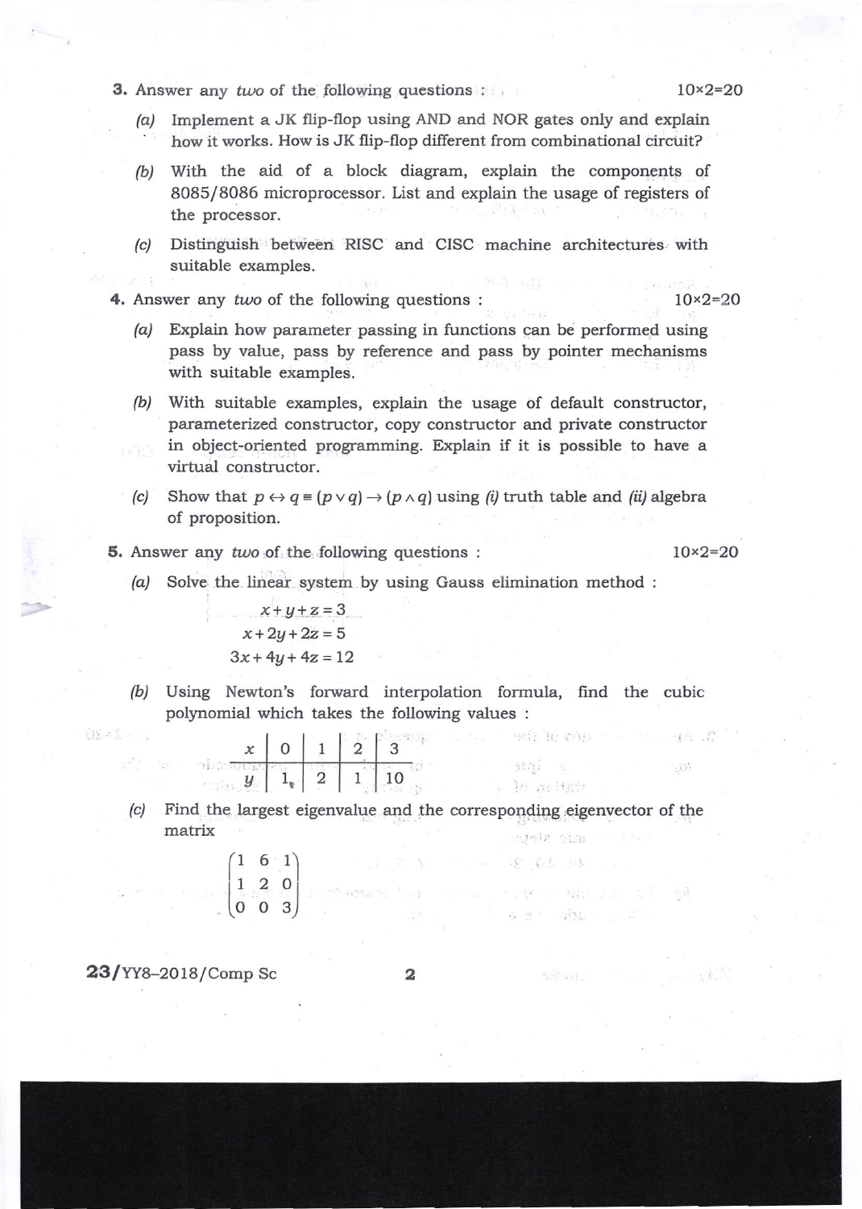3. Answer any *two* of the following questions : 10×2=20

   *(a)* Implement a JK flip-flop using AND and NOR gates only and explain how it works. How is JK flip-flop different from combinational circuit?

   *(b)* With the aid of a block diagram, explain the components of 8085/8086 microprocessor. List and explain the usage of registers of the processor.

   *(c)* Distinguish between RISC and CISC machine architectures with suitable examples.

4. Answer any *two* of the following questions : 10×2=20

   *(a)* Explain how parameter passing in functions can be performed using pass by value, pass by reference and pass by pointer mechanisms with suitable examples.

   *(b)* With suitable examples, explain the usage of default constructor, parameterized constructor, copy constructor and private constructor in object-oriented programming. Explain if it is possible to have a virtual constructor.

   *(c)* Show that $p \leftrightarrow q \equiv (p \vee q) \rightarrow (p \wedge q)$ using *(i)* truth table and *(ii)* algebra of proposition.

5. Answer any *two* of the following questions : 10×2=20

   *(a)* Solve the linear system by using Gauss elimination method :

   $$x + y + z = 3$$
   $$x + 2y + 2z = 5$$
   $$3x + 4y + 4z = 12$$

   *(b)* Using Newton's forward interpolation formula, find the cubic polynomial which takes the following values :

   | $x$ | 0 | 1 | 2 | 3 |
   |---|---|---|---|---|
   | $y$ | 1 | 2 | 1 | 10 |

   *(c)* Find the largest eigenvalue and the corresponding eigenvector of the matrix

   $$\begin{pmatrix} 1 & 6 & 1 \\ 1 & 2 & 0 \\ 0 & 0 & 3 \end{pmatrix}$$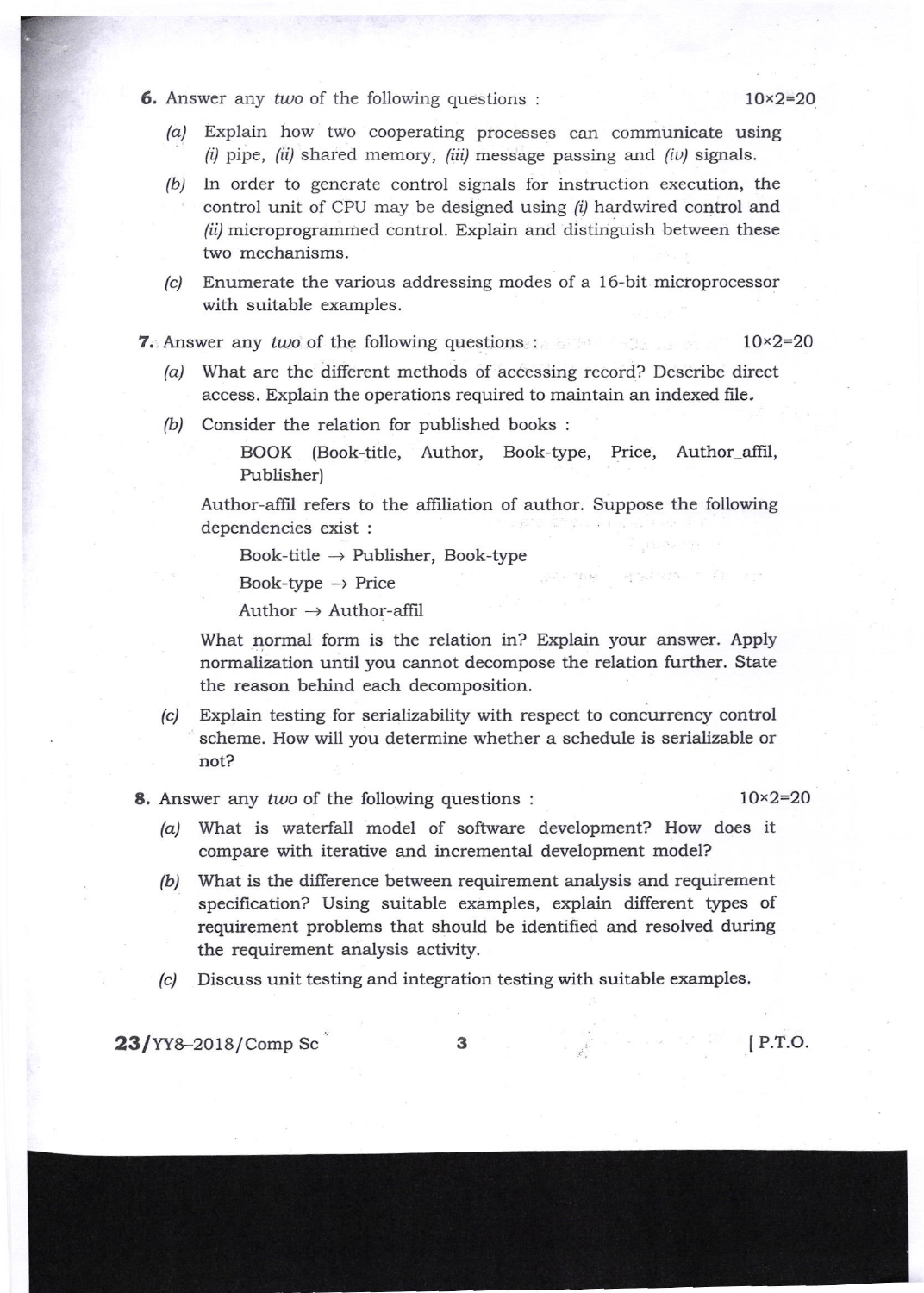**6.** Answer any *two* of the following questions : 10×2=20

*(a)* Explain how two cooperating processes can communicate using *(i)* pipe, *(ii)* shared memory, *(iii)* message passing and *(iv)* signals.

*(b)* In order to generate control signals for instruction execution, the control unit of CPU may be designed using *(i)* hardwired control and *(ii)* microprogrammed control. Explain and distinguish between these two mechanisms.

*(c)* Enumerate the various addressing modes of a 16-bit microprocessor with suitable examples.

**7.** Answer any *two* of the following questions : 10×2=20

*(a)* What are the different methods of accessing record? Describe direct access. Explain the operations required to maintain an indexed file.

*(b)* Consider the relation for published books :

BOOK (Book-title, Author, Book-type, Price, Author_affil, Publisher)

Author-affil refers to the affiliation of author. Suppose the following dependencies exist :

Book-title → Publisher, Book-type

Book-type → Price

Author → Author-affil

What normal form is the relation in? Explain your answer. Apply normalization until you cannot decompose the relation further. State the reason behind each decomposition.

*(c)* Explain testing for serializability with respect to concurrency control scheme. How will you determine whether a schedule is serializable or not?

**8.** Answer any *two* of the following questions : 10×2=20

*(a)* What is waterfall model of software development? How does it compare with iterative and incremental development model?

*(b)* What is the difference between requirement analysis and requirement specification? Using suitable examples, explain different types of requirement problems that should be identified and resolved during the requirement analysis activity.

*(c)* Discuss unit testing and integration testing with suitable examples.

23/YY8–2018/Comp Sc [ P.T.O.